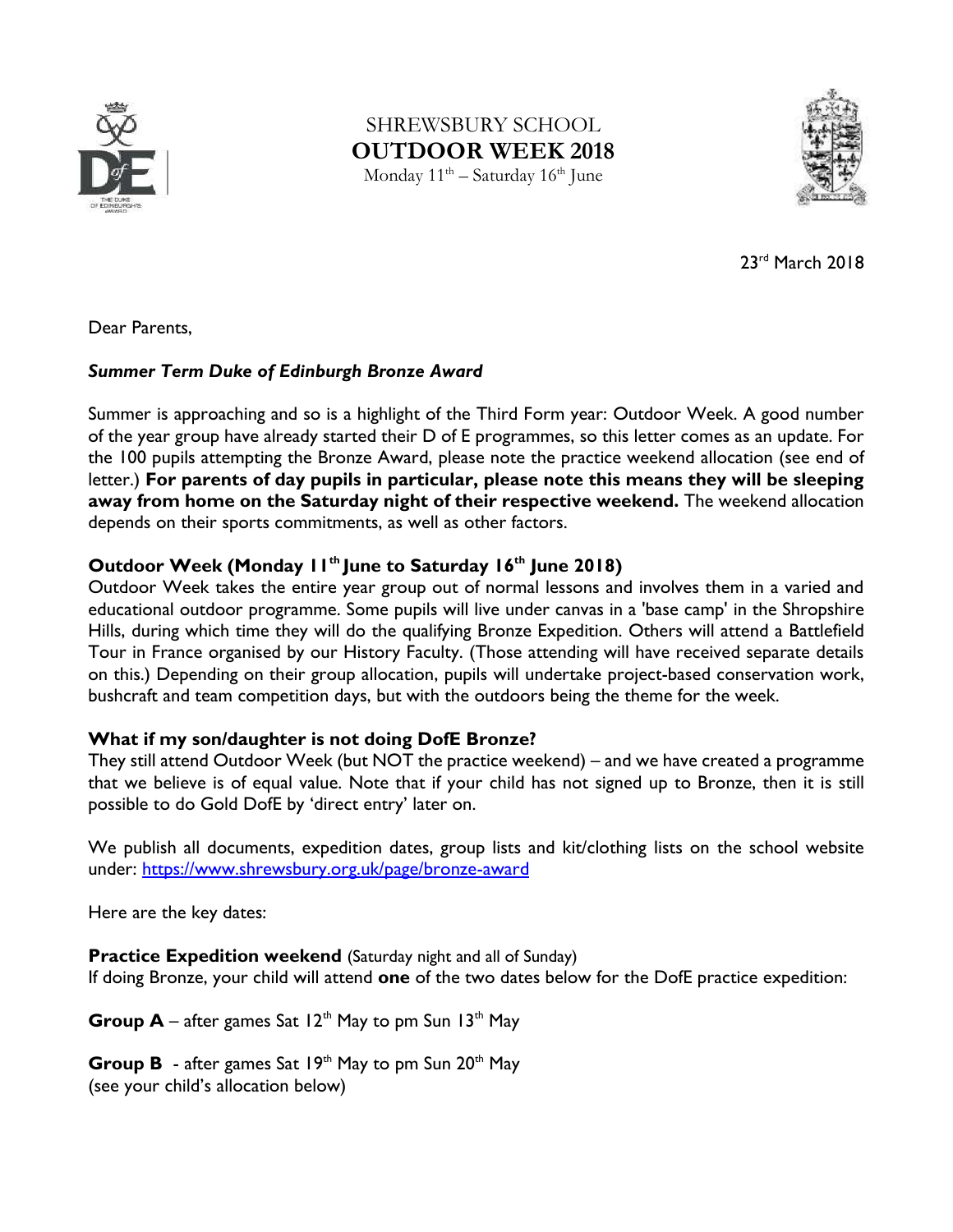# SHREWSBURY SCHOOL
# OUTDOOR WEEK 2018

Monday 11th – Saturday 16th June

23rd March 2018

Dear Parents,

***Summer Term Duke of Edinburgh Bronze Award***

Summer is approaching and so is a highlight of the Third Form year: Outdoor Week. A good number of the year group have already started their D of E programmes, so this letter comes as an update. For the 100 pupils attempting the Bronze Award, please note the practice weekend allocation (see end of letter.) **For parents of day pupils in particular, please note this means they will be sleeping away from home on the Saturday night of their respective weekend.** The weekend allocation depends on their sports commitments, as well as other factors.

**Outdoor Week (Monday 11th June to Saturday 16th June 2018)**

Outdoor Week takes the entire year group out of normal lessons and involves them in a varied and educational outdoor programme. Some pupils will live under canvas in a 'base camp' in the Shropshire Hills, during which time they will do the qualifying Bronze Expedition. Others will attend a Battlefield Tour in France organised by our History Faculty. (Those attending will have received separate details on this.) Depending on their group allocation, pupils will undertake project-based conservation work, bushcraft and team competition days, but with the outdoors being the theme for the week.

**What if my son/daughter is not doing DofE Bronze?**

They still attend Outdoor Week (but NOT the practice weekend) – and we have created a programme that we believe is of equal value. Note that if your child has not signed up to Bronze, then it is still possible to do Gold DofE by 'direct entry' later on.

We publish all documents, expedition dates, group lists and kit/clothing lists on the school website under: https://www.shrewsbury.org.uk/page/bronze-award

Here are the key dates:

**Practice Expedition weekend** (Saturday night and all of Sunday)
If doing Bronze, your child will attend **one** of the two dates below for the DofE practice expedition:

**Group A** – after games Sat 12th May to pm Sun 13th May

**Group B** - after games Sat 19th May to pm Sun 20th May
(see your child's allocation below)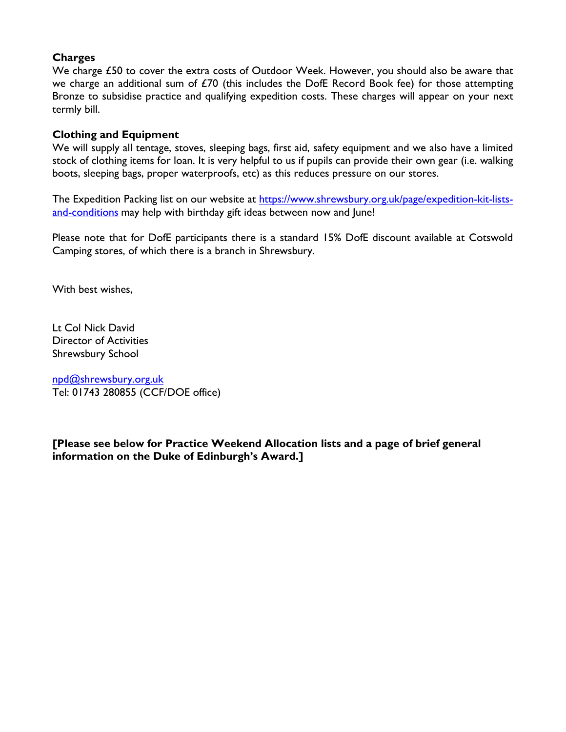### Charges

We charge £50 to cover the extra costs of Outdoor Week. However, you should also be aware that we charge an additional sum of £70 (this includes the DofE Record Book fee) for those attempting Bronze to subsidise practice and qualifying expedition costs. These charges will appear on your next termly bill.

### Clothing and Equipment

We will supply all tentage, stoves, sleeping bags, first aid, safety equipment and we also have a limited stock of clothing items for loan. It is very helpful to us if pupils can provide their own gear (i.e. walking boots, sleeping bags, proper waterproofs, etc) as this reduces pressure on our stores.

The Expedition Packing list on our website at [https://www.shrewsbury.org.uk/page/expedition-kit-lists-and-conditions](https://www.shrewsbury.org.uk/page/expedition-kit-lists-and-conditions) may help with birthday gift ideas between now and June!

Please note that for DofE participants there is a standard 15% DofE discount available at Cotswold Camping stores, of which there is a branch in Shrewsbury.

With best wishes,

Lt Col Nick David
Director of Activities
Shrewsbury School

[npd@shrewsbury.org.uk](mailto:npd@shrewsbury.org.uk)
Tel: 01743 280855 (CCF/DOE office)

**[Please see below for Practice Weekend Allocation lists and a page of brief general information on the Duke of Edinburgh's Award.]**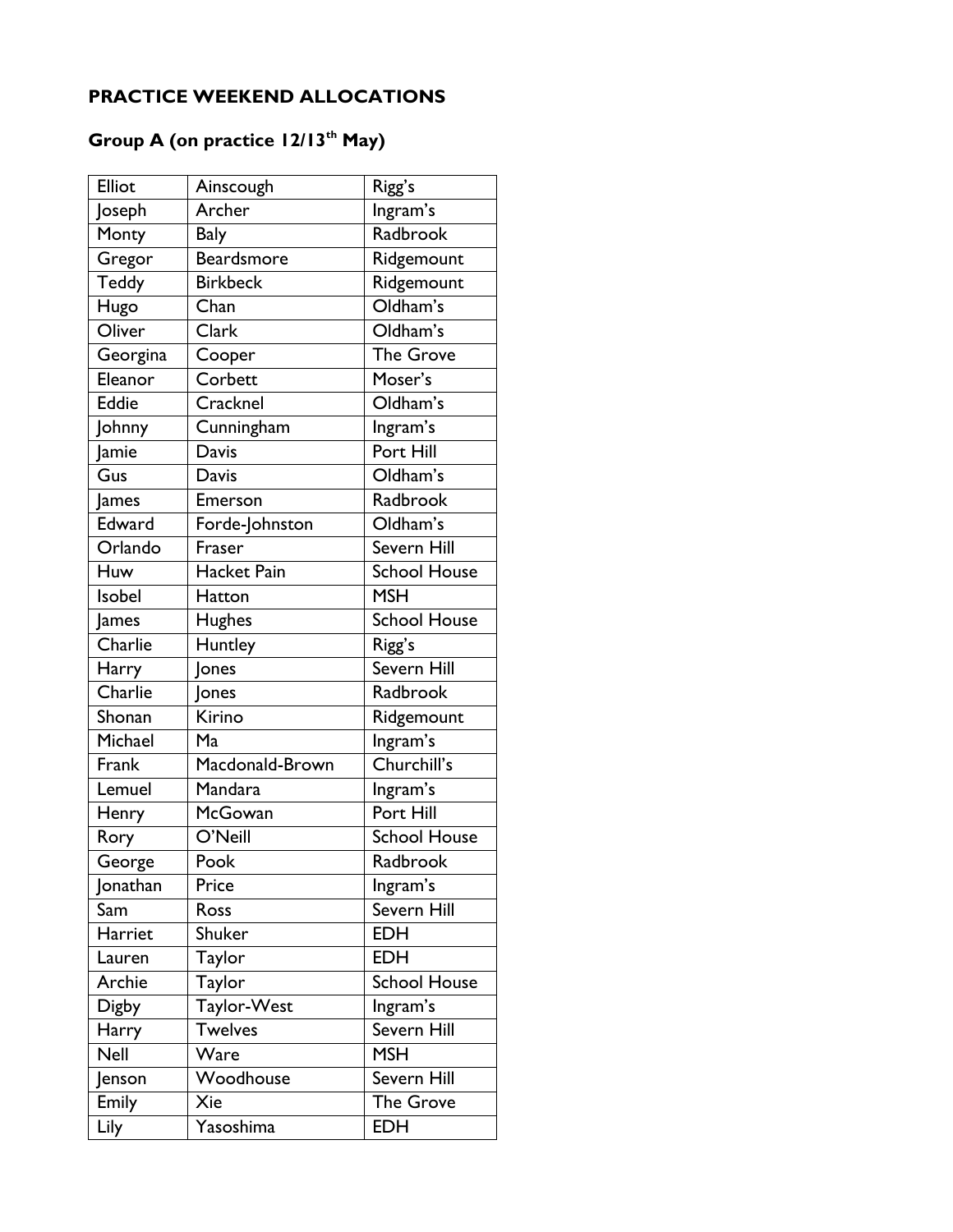**PRACTICE WEEKEND ALLOCATIONS**

**Group A (on practice 12/13th May)**

| | | |
|---|---|---|
| Elliot | Ainscough | Rigg's |
| Joseph | Archer | Ingram's |
| Monty | Baly | Radbrook |
| Gregor | Beardsmore | Ridgemount |
| Teddy | Birkbeck | Ridgemount |
| Hugo | Chan | Oldham's |
| Oliver | Clark | Oldham's |
| Georgina | Cooper | The Grove |
| Eleanor | Corbett | Moser's |
| Eddie | Cracknel | Oldham's |
| Johnny | Cunningham | Ingram's |
| Jamie | Davis | Port Hill |
| Gus | Davis | Oldham's |
| James | Emerson | Radbrook |
| Edward | Forde-Johnston | Oldham's |
| Orlando | Fraser | Severn Hill |
| Huw | Hacket Pain | School House |
| Isobel | Hatton | MSH |
| James | Hughes | School House |
| Charlie | Huntley | Rigg's |
| Harry | Jones | Severn Hill |
| Charlie | Jones | Radbrook |
| Shonan | Kirino | Ridgemount |
| Michael | Ma | Ingram's |
| Frank | Macdonald-Brown | Churchill's |
| Lemuel | Mandara | Ingram's |
| Henry | McGowan | Port Hill |
| Rory | O'Neill | School House |
| George | Pook | Radbrook |
| Jonathan | Price | Ingram's |
| Sam | Ross | Severn Hill |
| Harriet | Shuker | EDH |
| Lauren | Taylor | EDH |
| Archie | Taylor | School House |
| Digby | Taylor-West | Ingram's |
| Harry | Twelves | Severn Hill |
| Nell | Ware | MSH |
| Jenson | Woodhouse | Severn Hill |
| Emily | Xie | The Grove |
| Lily | Yasoshima | EDH |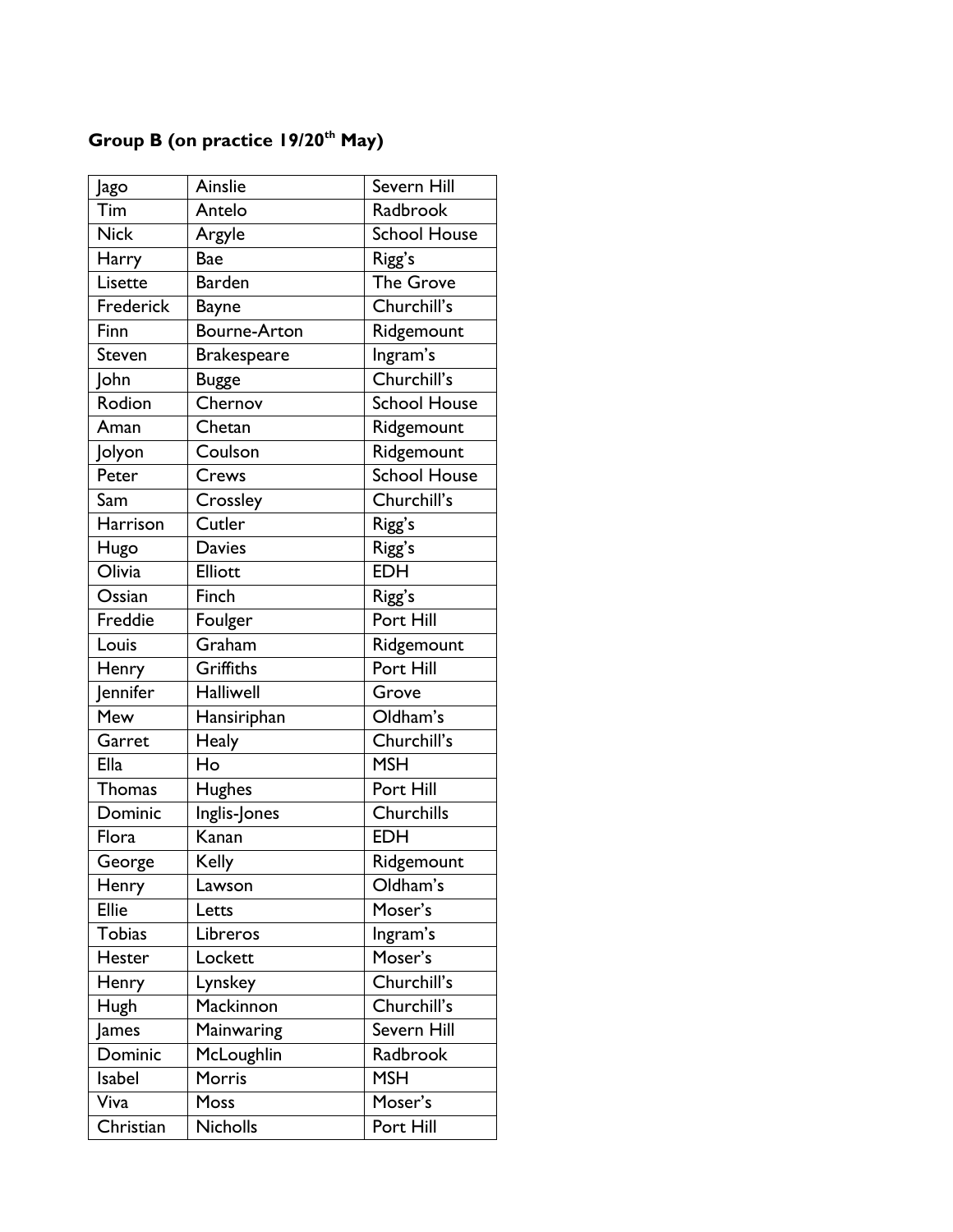**Group B (on practice 19/20th May)**

| Jago | Ainslie | Severn Hill |
|---|---|---|
| Tim | Antelo | Radbrook |
| Nick | Argyle | School House |
| Harry | Bae | Rigg's |
| Lisette | Barden | The Grove |
| Frederick | Bayne | Churchill's |
| Finn | Bourne-Arton | Ridgemount |
| Steven | Brakespeare | Ingram's |
| John | Bugge | Churchill's |
| Rodion | Chernov | School House |
| Aman | Chetan | Ridgemount |
| Jolyon | Coulson | Ridgemount |
| Peter | Crews | School House |
| Sam | Crossley | Churchill's |
| Harrison | Cutler | Rigg's |
| Hugo | Davies | Rigg's |
| Olivia | Elliott | EDH |
| Ossian | Finch | Rigg's |
| Freddie | Foulger | Port Hill |
| Louis | Graham | Ridgemount |
| Henry | Griffiths | Port Hill |
| Jennifer | Halliwell | Grove |
| Mew | Hansiriphan | Oldham's |
| Garret | Healy | Churchill's |
| Ella | Ho | MSH |
| Thomas | Hughes | Port Hill |
| Dominic | Inglis-Jones | Churchills |
| Flora | Kanan | EDH |
| George | Kelly | Ridgemount |
| Henry | Lawson | Oldham's |
| Ellie | Letts | Moser's |
| Tobias | Libreros | Ingram's |
| Hester | Lockett | Moser's |
| Henry | Lynskey | Churchill's |
| Hugh | Mackinnon | Churchill's |
| James | Mainwaring | Severn Hill |
| Dominic | McLoughlin | Radbrook |
| Isabel | Morris | MSH |
| Viva | Moss | Moser's |
| Christian | Nicholls | Port Hill |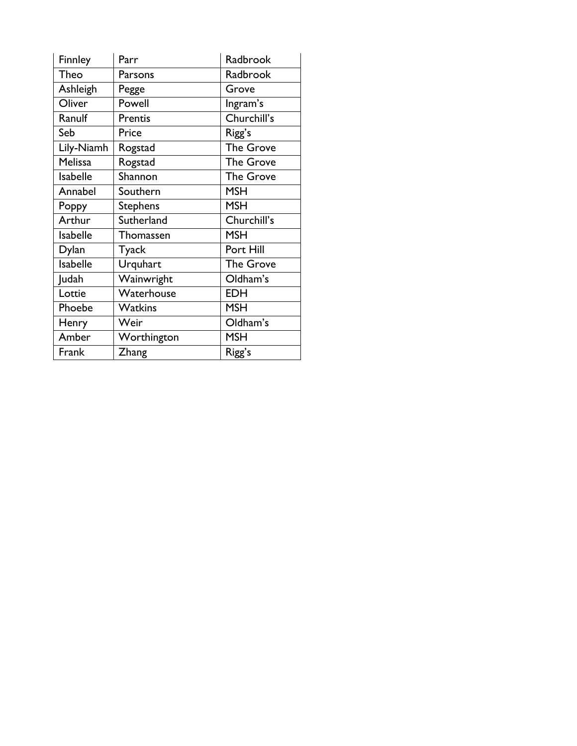| | | |
|---|---|---|
| Finnley | Parr | Radbrook |
| Theo | Parsons | Radbrook |
| Ashleigh | Pegge | Grove |
| Oliver | Powell | Ingram’s |
| Ranulf | Prentis | Churchill’s |
| Seb | Price | Rigg’s |
| Lily-Niamh | Rogstad | The Grove |
| Melissa | Rogstad | The Grove |
| Isabelle | Shannon | The Grove |
| Annabel | Southern | MSH |
| Poppy | Stephens | MSH |
| Arthur | Sutherland | Churchill’s |
| Isabelle | Thomassen | MSH |
| Dylan | Tyack | Port Hill |
| Isabelle | Urquhart | The Grove |
| Judah | Wainwright | Oldham’s |
| Lottie | Waterhouse | EDH |
| Phoebe | Watkins | MSH |
| Henry | Weir | Oldham’s |
| Amber | Worthington | MSH |
| Frank | Zhang | Rigg’s |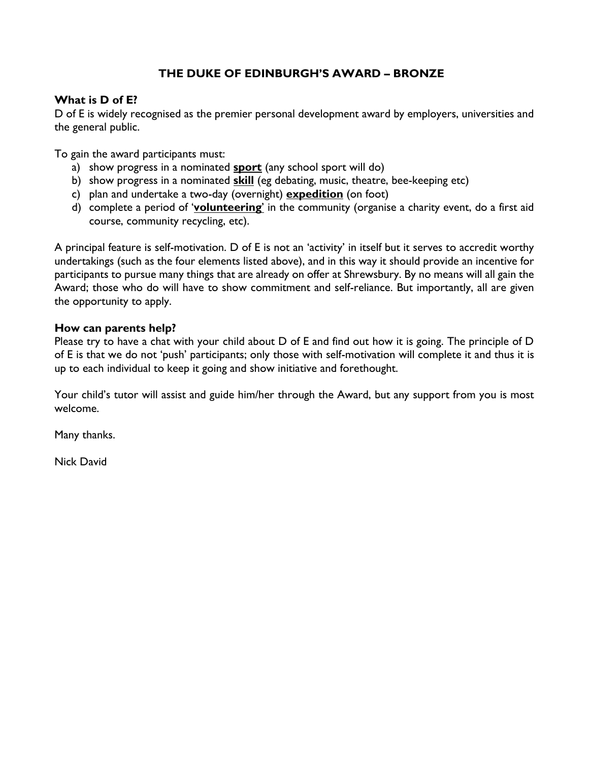# THE DUKE OF EDINBURGH'S AWARD – BRONZE

### What is D of E?

D of E is widely recognised as the premier personal development award by employers, universities and the general public.

To gain the award participants must:

a) show progress in a nominated **sport** (any school sport will do)
b) show progress in a nominated **skill** (eg debating, music, theatre, bee-keeping etc)
c) plan and undertake a two-day (overnight) **expedition** (on foot)
d) complete a period of '**volunteering**' in the community (organise a charity event, do a first aid course, community recycling, etc).

A principal feature is self-motivation. D of E is not an 'activity' in itself but it serves to accredit worthy undertakings (such as the four elements listed above), and in this way it should provide an incentive for participants to pursue many things that are already on offer at Shrewsbury. By no means will all gain the Award; those who do will have to show commitment and self-reliance. But importantly, all are given the opportunity to apply.

### How can parents help?

Please try to have a chat with your child about D of E and find out how it is going. The principle of D of E is that we do not 'push' participants; only those with self-motivation will complete it and thus it is up to each individual to keep it going and show initiative and forethought.

Your child's tutor will assist and guide him/her through the Award, but any support from you is most welcome.

Many thanks.

Nick David